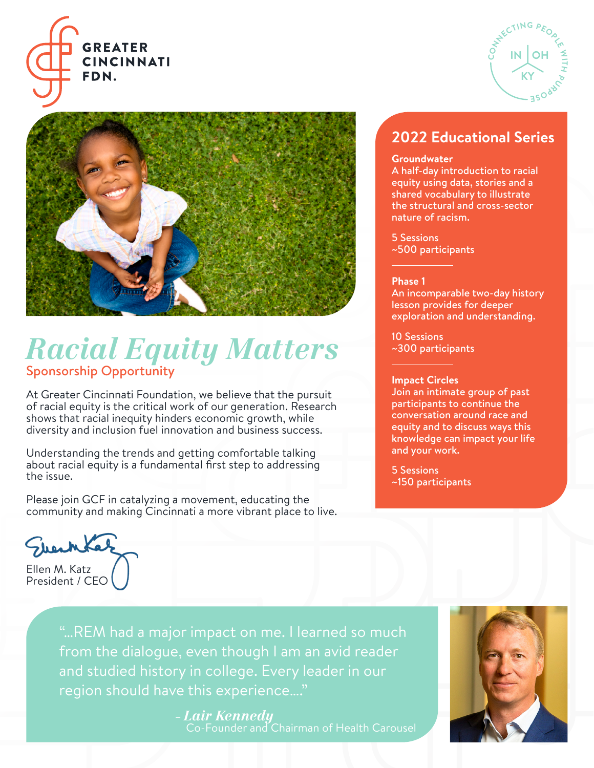GREATER CINCINNATI FDN.

CONNECTING PEOPLE WITH PURPOSE — IN | OH | KY

# Racial Equity Matters

## Sponsorship Opportunity

At Greater Cincinnati Foundation, we believe that the pursuit of racial equity is the critical work of our generation. Research shows that racial inequity hinders economic growth, while diversity and inclusion fuel innovation and business success.

Understanding the trends and getting comfortable talking about racial equity is a fundamental first step to addressing the issue.

Please join GCF in catalyzing a movement, educating the community and making Cincinnati a more vibrant place to live.

Ellen M. Katz
President / CEO

## 2022 Educational Series

**Groundwater**
A half-day introduction to racial equity using data, stories and a shared vocabulary to illustrate the structural and cross-sector nature of racism.

5 Sessions
~500 participants

---

**Phase 1**
An incomparable two-day history lesson provides for deeper exploration and understanding.

10 Sessions
~300 participants

---

**Impact Circles**
Join an intimate group of past participants to continue the conversation around race and equity and to discuss ways this knowledge can impact your life and your work.

5 Sessions
~150 participants

> "...REM had a major impact on me. I learned so much from the dialogue, even though I am an avid reader and studied history in college. Every leader in our region should have this experience...."
>
> – ***Lair Kennedy***
> Co-Founder and Chairman of Health Carousel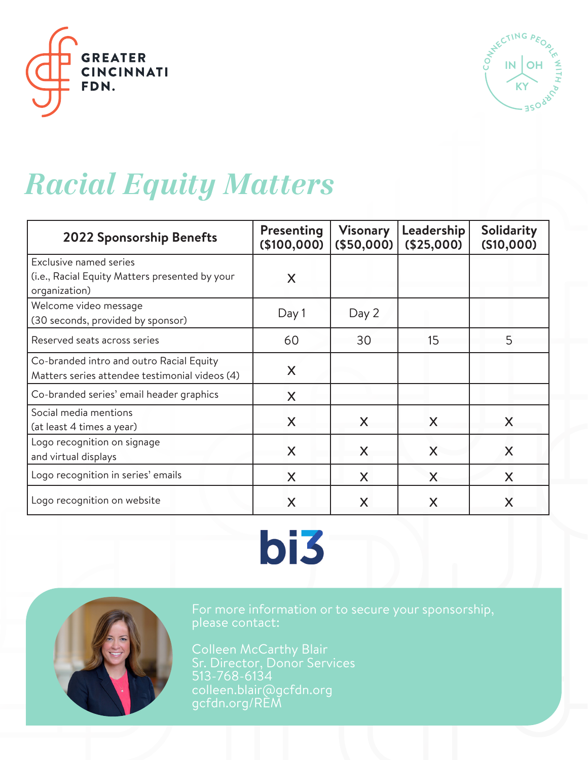GREATER CINCINNATI FDN.

CONNECTING PEOPLE WITH PURPOSE — IN | OH | KY

# *Racial Equity Matters*

| 2022 Sponsorship Benefits | Presenting ($100,000) | Visonary ($50,000) | Leadership ($25,000) | Solidarity (S10,000) |
|---|---|---|---|---|
| Exclusive named series (i.e., Racial Equity Matters presented by your organization) | X | | | |
| Welcome video message (30 seconds, provided by sponsor) | Day 1 | Day 2 | | |
| Reserved seats across series | 60 | 30 | 15 | 5 |
| Co-branded intro and outro Racial Equity Matters series attendee testimonial videos (4) | X | | | |
| Co-branded series' email header graphics | X | | | |
| Social media mentions (at least 4 times a year) | X | X | X | X |
| Logo recognition on signage and virtual displays | X | X | X | X |
| Logo recognition in series' emails | X | X | X | X |
| Logo recognition on website | X | X | X | X |

bi3

For more information or to secure your sponsorship, please contact:

Colleen McCarthy Blair
Sr. Director, Donor Services
513-768-6134
colleen.blair@gcfdn.org
gcfdn.org/REM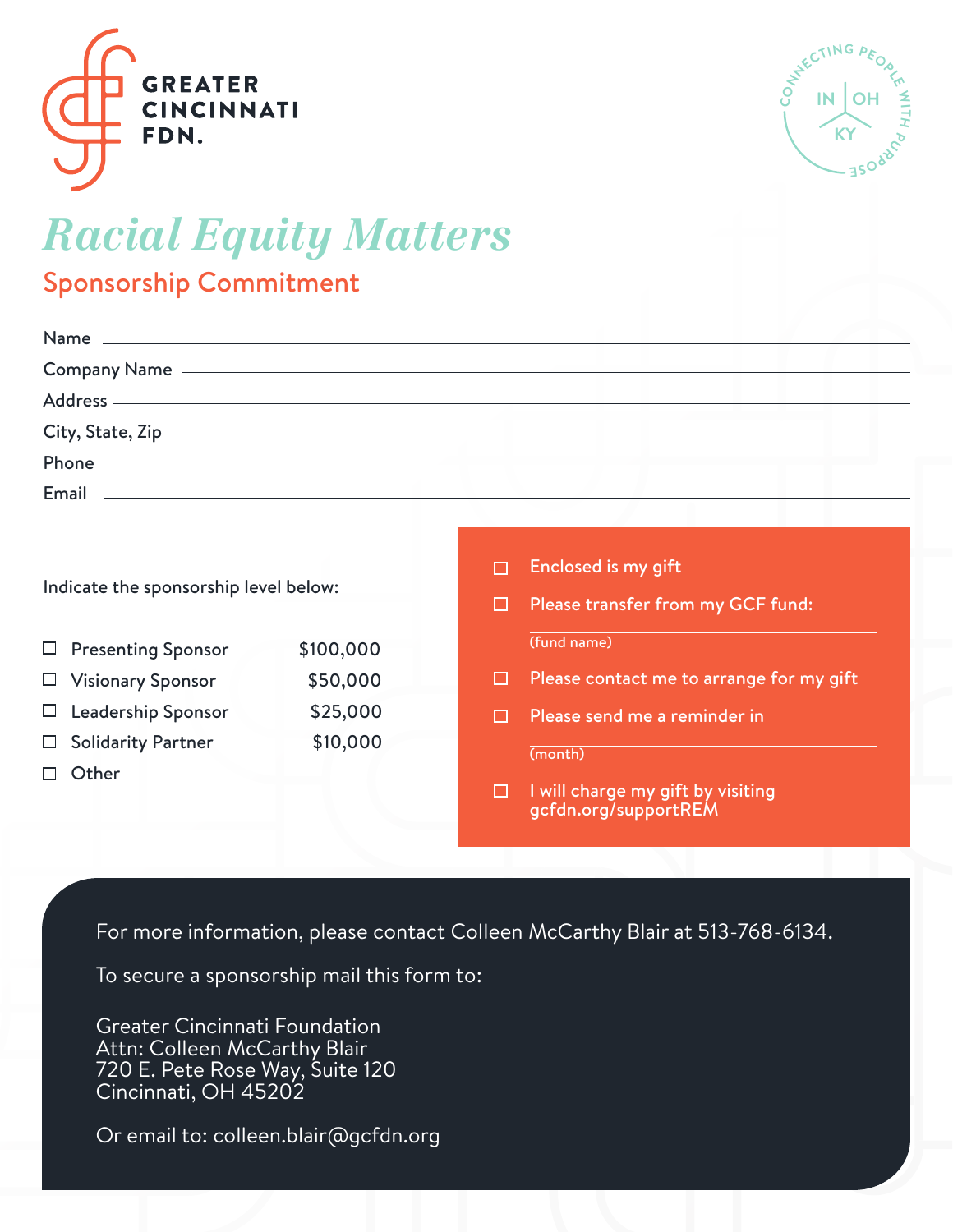GREATER CINCINNATI FDN.

CONNECTING PEOPLE WITH PURPOSE
IN OH KY

# *Racial Equity Matters*

## Sponsorship Commitment

Name \_\_\_\_\_\_\_\_\_\_\_\_\_\_\_\_\_\_\_\_\_\_\_\_\_\_\_\_\_\_\_\_\_\_\_\_\_\_\_\_

Company Name \_\_\_\_\_\_\_\_\_\_\_\_\_\_\_\_\_\_\_\_\_\_\_\_\_\_\_\_\_\_\_\_\_\_\_\_\_\_\_\_

Address \_\_\_\_\_\_\_\_\_\_\_\_\_\_\_\_\_\_\_\_\_\_\_\_\_\_\_\_\_\_\_\_\_\_\_\_\_\_\_\_

City, State, Zip \_\_\_\_\_\_\_\_\_\_\_\_\_\_\_\_\_\_\_\_\_\_\_\_\_\_\_\_\_\_\_\_\_\_\_\_\_\_\_\_

Phone \_\_\_\_\_\_\_\_\_\_\_\_\_\_\_\_\_\_\_\_\_\_\_\_\_\_\_\_\_\_\_\_\_\_\_\_\_\_\_\_

Email \_\_\_\_\_\_\_\_\_\_\_\_\_\_\_\_\_\_\_\_\_\_\_\_\_\_\_\_\_\_\_\_\_\_\_\_\_\_\_\_

Indicate the sponsorship level below:

- ☐ Presenting Sponsor $100,000
- ☐ Visionary Sponsor $50,000
- ☐ Leadership Sponsor $25,000
- ☐ Solidarity Partner $10,000
- ☐ Other \_\_\_\_\_\_\_\_\_\_\_\_\_\_\_\_

- ☐ Enclosed is my gift
- ☐ Please transfer from my GCF fund: \_\_\_\_\_\_\_\_\_\_\_\_\_\_\_\_ (fund name)
- ☐ Please contact me to arrange for my gift
- ☐ Please send me a reminder in \_\_\_\_\_\_\_\_\_\_\_\_\_\_\_\_ (month)
- ☐ I will charge my gift by visiting gcfdn.org/supportREM

For more information, please contact Colleen McCarthy Blair at 513-768-6134.

To secure a sponsorship mail this form to:

Greater Cincinnati Foundation
Attn: Colleen McCarthy Blair
720 E. Pete Rose Way, Suite 120
Cincinnati, OH 45202

Or email to: colleen.blair@gcfdn.org